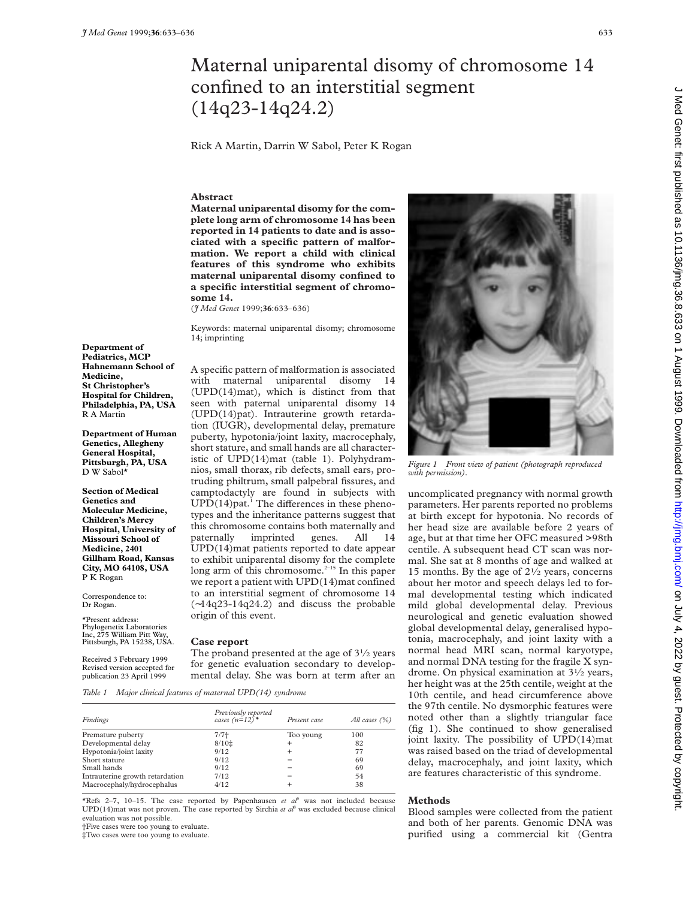# Maternal uniparental disomy of chromosome 14 confined to an interstitial segment (14q23-14q24.2)

Rick A Martin, Darrin W Sabol, Peter K Rogan

## Abstract

**Maternal uniparental disomy for the complete long arm of chromosome 14 has been reported in 14 patients to date and is associated with a specific pattern of malformation. We report a child with clinical features of this syndrome who exhibits maternal uniparental disomy confined to a specific interstitial segment of chromosome 14.**

(*J Med Genet* 1999;**36**:633–636)

Keywords: maternal uniparental disomy; chromosome 14; imprinting

**Department of Pediatrics, MCP Hahnemann School of Medicine, St Christopher's Hospital for Children, Philadelphia, PA, USA**
R A Martin

**Department of Human Genetics, Allegheny General Hospital, Pittsburgh, PA, USA**
D W Sabol*

**Section of Medical Genetics and Molecular Medicine, Children's Mercy Hospital, University of Missouri School of Medicine, 2401 Gillham Road, Kansas City, MO 64108, USA**
P K Rogan

Correspondence to: Dr Rogan.

*Present address: Phylogenetix Laboratories Inc, 275 William Pitt Way, Pittsburgh, PA 15238, USA.

Received 3 February 1999
Revised version accepted for publication 23 April 1999

A specific pattern of malformation is associated with maternal uniparental disomy 14 (UPD(14)mat), which is distinct from that seen with paternal uniparental disomy 14 (UPD(14)pat). Intrauterine growth retardation (IUGR), developmental delay, premature puberty, hypotonia/joint laxity, macrocephaly, short stature, and small hands are all characteristic of UPD(14)mat (table 1). Polyhydramnios, small thorax, rib defects, small ears, protruding philtrum, small palpebral fissures, and camptodactyly are found in subjects with UPD(14)pat.[1] The differences in these phenotypes and the inheritance patterns suggest that this chromosome contains both maternally and paternally imprinted genes. All 14 UPD(14)mat patients reported to date appear to exhibit uniparental disomy for the complete long arm of this chromosome.[2–15] In this paper we report a patient with UPD(14)mat confined to an interstitial segment of chromosome 14 (~14q23-14q24.2) and discuss the probable origin of this event.

## Case report

The proband presented at the age of 3½ years for genetic evaluation secondary to developmental delay. She was born at term after an uncomplicated pregnancy with normal growth parameters. Her parents reported no problems at birth except for hypotonia. No records of her head size are available before 2 years of age, but at that time her OFC measured >98th centile. A subsequent head CT scan was normal. She sat at 8 months of age and walked at 15 months. By the age of 2½ years, concerns about her motor and speech delays led to formal developmental testing which indicated mild global developmental delay. Previous neurological and genetic evaluation showed global developmental delay, generalised hypotonia, macrocephaly, and joint laxity with a normal head MRI scan, normal karyotype, and normal DNA testing for the fragile X syndrome. On physical examination at 3½ years, her height was at the 25th centile, weight at the 10th centile, and head circumference above the 97th centile. No dysmorphic features were noted other than a slightly triangular face (fig 1). She continued to show generalised joint laxity. The possibility of UPD(14)mat was raised based on the triad of developmental delay, macrocephaly, and joint laxity, which are features characteristic of this syndrome.

*Figure 1 Front view of patient (photograph reproduced with permission).*

*Table 1 Major clinical features of maternal UPD(14) syndrome*

| Findings | Previously reported cases (n=12)* | Present case | All cases (%) |
|---|---|---|---|
| Premature puberty | 7/7† | Too young | 100 |
| Developmental delay | 8/10‡ | + | 82 |
| Hypotonia/joint laxity | 9/12 | + | 77 |
| Short stature | 9/12 | – | 69 |
| Small hands | 9/12 | – | 69 |
| Intrauterine growth retardation | 7/12 | – | 54 |
| Macrocephaly/hydrocephalus | 4/12 | + | 38 |

*Refs 2–7, 10–15. The case reported by Papenhausen *et al*[9] was not included because UPD(14)mat was not proven. The case reported by Sirchia *et al*[8] was excluded because clinical evaluation was not possible.
†Five cases were too young to evaluate.
‡Two cases were too young to evaluate.

## Methods

Blood samples were collected from the patient and both of her parents. Genomic DNA was purified using a commercial kit (Gentra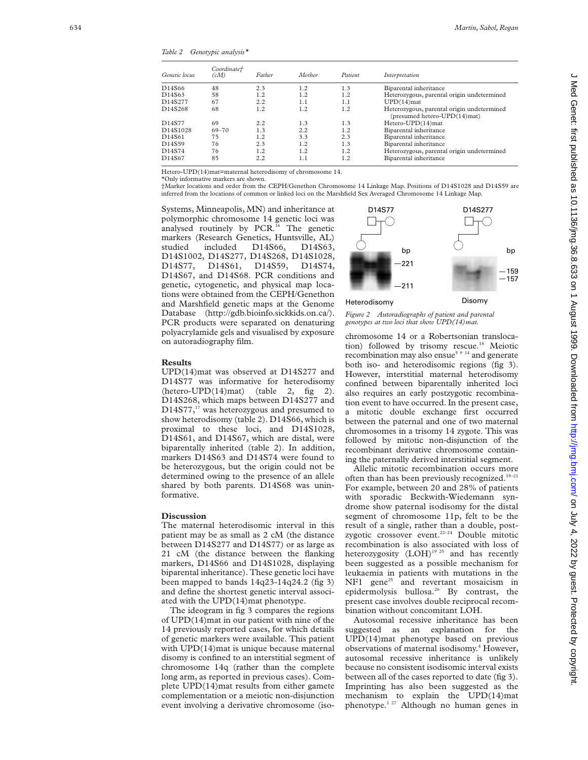*Table 2 Genotypic analysis**

| Genetic locus | Coordinate† (cM) | Father | Mother | Patient | Interpretation |
|---|---|---|---|---|---|
| D14S66 | 48 | 2.3 | 1.2 | 1.3 | Biparental inheritance |
| D14S63 | 58 | 1.2 | 1.2 | 1.2 | Heterozygous, parental origin undetermined |
| D14S277 | 67 | 2.2 | 1.1 | 1.1 | UPD(14)mat |
| D14S268 | 68 | 1.2 | 1.2 | 1.2 | Heterozygous, parental origin undetermined (presumed hetero-UPD(14)mat) |
| D14S77 | 69 | 2.2 | 1.3 | 1.3 | Hetero-UPD(14)mat |
| D14S1028 | 69–70 | 1.3 | 2.2 | 1.2 | Biparental inheritance |
| D14S61 | 75 | 1.2 | 3.3 | 2.3 | Biparental inheritance |
| D14S59 | 76 | 2.3 | 1.2 | 1.3 | Biparental inheritance |
| D14S74 | 76 | 1.2 | 1.2 | 1.2 | Heterozygous, parental origin undetermined |
| D14S67 | 85 | 2.2 | 1.1 | 1.2 | Biparental inheritance |

Hetero-UPD(14)mat=maternal heterodisomy of chromosome 14.
*Only informative markers are shown.
†Marker locations and order from the CEPH/Genethon Chromosome 14 Linkage Map. Positions of D14S1028 and D14S59 are inferred from the locations of common or linked loci on the Marshfield Sex Averaged Chromosome 14 Linkage Map.

Systems, Minneapolis, MN) and inheritance at polymorphic chromosome 14 genetic loci was analysed routinely by PCR.[16] The genetic markers (Research Genetics, Huntsville, AL) studied included D14S66, D14S63, D14S1002, D14S277, D14S268, D14S1028, D14S77, D14S61, D14S59, D14S74, D14S67, and D14S68. PCR conditions and genetic, cytogenetic, and physical map locations were obtained from the CEPH/Genethon and Marshfield genetic maps at the Genome Database (http://gdb.bioinfo.sickkids.on.ca/). PCR products were separated on denaturing polyacrylamide gels and visualised by exposure on autoradiography film.

## Results

UPD(14)mat was observed at D14S277 and D14S77 was informative for heterodisomy (hetero-UPD(14)mat) (table 2, fig 2). D14S268, which maps between D14S277 and D14S77,[17] was heterozygous and presumed to show heterodisomy (table 2). D14S66, which is proximal to these loci, and D14S1028, D14S61, and D14S67, which are distal, were biparentally inherited (table 2). In addition, markers D14S63 and D14S74 were found to be heterozygous, but the origin could not be determined owing to the presence of an allele shared by both parents. D14S68 was uninformative.

## Discussion

The maternal heterodisomic interval in this patient may be as small as 2 cM (the distance between D14S277 and D14S77) or as large as 21 cM (the distance between the flanking markers, D14S66 and D14S1028, displaying biparental inheritance). These genetic loci have been mapped to bands 14q23-14q24.2 (fig 3) and define the shortest genetic interval associated with the UPD(14)mat phenotype.

The ideogram in fig 3 compares the regions of UPD(14)mat in our patient with nine of the 14 previously reported cases, for which details of genetic markers were available. This patient with UPD(14)mat is unique because maternal disomy is confined to an interstitial segment of chromosome 14q (rather than the complete long arm, as reported in previous cases). Complete UPD(14)mat results from either gamete complementation or a meiotic non-disjunction event involving a derivative chromosome (isochromosome 14 or a Robertsonian translocation) followed by trisomy rescue.[18] Meiotic recombination may also ensue[5 9 14] and generate both iso- and heterodisomic regions (fig 3). However, interstitial maternal heterodisomy confined between biparentally inherited loci also requires an early postzygotic recombination event to have occurred. In the present case, a mitotic double exchange first occurred between the paternal and one of two maternal chromosomes in a trisomy 14 zygote. This was followed by mitotic non-disjunction of the recombinant derivative chromosome containing the paternally derived interstitial segment.

D14S77 | D14S277

Heterodisomy | Disomy

*Figure 2 Autoradiographs of patient and parental genotypes at two loci that show UPD(14)mat.*

Allelic mitotic recombination occurs more often than has been previously recognized.[19–21] For example, between 20 and 28% of patients with sporadic Beckwith-Wiedemann syndrome show paternal isodisomy for the distal segment of chromosome 11p, felt to be the result of a single, rather than a double, postzygotic crossover event.[22–24] Double mitotic recombination is also associated with loss of heterozygosity (LOH)[19 25] and has recently been suggested as a possible mechanism for leukaemia in patients with mutations in the NF1 gene[25] and revertant mosaicism in epidermolysis bullosa.[26] By contrast, the present case involves double reciprocal recombination without concomitant LOH.

Autosomal recessive inheritance has been suggested as an explanation for the UPD(14)mat phenotype based on previous observations of maternal isodisomy.[4] However, autosomal recessive inheritance is unlikely because no consistent isodisomic interval exists between all of the cases reported to date (fig 3). Imprinting has also been suggested as the mechanism to explain the UPD(14)mat phenotype.[1 27] Although no human genes in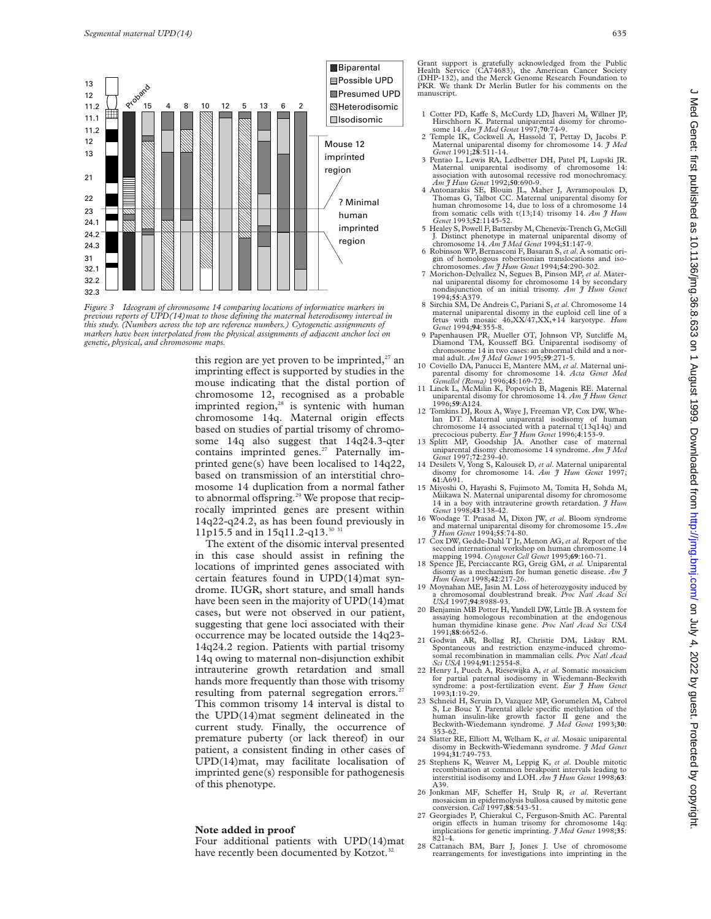Figure 3 Ideogram of chromosome 14 comparing locations of informative markers in previous reports of UPD(14)mat to those defining the maternal heterodisomy interval in this study. (Numbers across the top are reference numbers.) Cytogenetic assignments of markers have been interpolated from the physical assignments of adjacent anchor loci on genetic, physical, and chromosome maps.

this region are yet proven to be imprinted,[27] an imprinting effect is supported by studies in the mouse indicating that the distal portion of chromosome 12, recognised as a probable imprinted region,[28] is syntenic with human chromosome 14q. Maternal origin effects based on studies of partial trisomy of chromosome 14q also suggest that 14q24.3-qter contains imprinted genes.[27] Paternally imprinted gene(s) have been localised to 14q22, based on transmission of an interstitial chromosome 14 duplication from a normal father to abnormal offspring.[29] We propose that reciprocally imprinted genes are present within 14q22-q24.2, as has been found previously in 11p15.5 and in 15q11.2-q13.[30 31]

The extent of the disomic interval presented in this case should assist in refining the locations of imprinted genes associated with certain features found in UPD(14)mat syndrome. IUGR, short stature, and small hands have been seen in the majority of UPD(14)mat cases, but were not observed in our patient, suggesting that gene loci associated with their occurrence may be located outside the 14q23-14q24.2 region. Patients with partial trisomy 14q owing to maternal non-disjunction exhibit intrauterine growth retardation and small hands more frequently than those with trisomy resulting from paternal segregation errors.[27] This common trisomy 14 interval is distal to the UPD(14)mat segment delineated in the current study. Finally, the occurrence of premature puberty (or lack thereof) in our patient, a consistent finding in other cases of UPD(14)mat, may facilitate localisation of imprinted gene(s) responsible for pathogenesis of this phenotype.

## Note added in proof

Four additional patients with UPD(14)mat have recently been documented by Kotzot.[32]

Grant support is gratefully acknowledged from the Public Health Service (CA74683), the American Cancer Society (DHP-132), and the Merck Genome Research Foundation to PKR. We thank Dr Merlin Butler for his comments on the manuscript.

1 Cotter PD, Kaffe S, McCurdy LD, Jhaveri M, Willner JP, Hirschhorn K. Paternal uniparental disomy for chromosome 14. *Am J Med Genet* 1997;**70**:74-9.
2 Temple IK, Cockwell A, Hassold T, Pettay D, Jacobs P. Maternal uniparental disomy for chromosome 14. *J Med Genet* 1991;**28**:511-14.
3 Pentao L, Lewis RA, Ledbetter DH, Patel PI, Lupski JR. Maternal uniparental isodisomy of chromosome 14: association with autosomal recessive rod monochromacy. *Am J Hum Genet* 1992;**50**:690-9.
4 Antonarakis SE, Blouin JL, Maher J, Avramopoulos D, Thomas G, Talbot CC. Maternal uniparental disomy for human chromosome 14, due to loss of a chromosome 14 from somatic cells with t(13;14) trisomy 14. *Am J Hum Genet* 1993;**52**:1145-52.
5 Healey S, Powell F, Battersby M, Chenevix-Trench G, McGill J. Distinct phenotype in maternal uniparental disomy of chromosome 14. *Am J Med Genet* 1994;**51**:147-9.
6 Robinson WP, Bernasconi F, Basaran S, *et al*. A somatic origin of homologous robertsonian translocations and isochromosomes. *Am J Hum Genet* 1994;**54**:290-302.
7 Morichon-Delvallez N, Segues B, Pinson MP, *et al*. Maternal uniparental disomy for chromosome 14 by secondary nondisjunction of an initial trisomy. *Am J Hum Genet* 1994;**55**:A379.
8 Sirchia SM, De Andreis C, Pariani S, *et al*. Chromosome 14 maternal uniparental disomy in the euploid cell line of a fetus with mosaic 46,XX/47,XX,+14 karyotype. *Hum Genet* 1994;**94**:355-8.
9 Papenhausen PR, Mueller OT, Johnson VP, Sutcliffe M, Diamond TM, Kousseff BG. Uniparental isodisomy of chromosome 14 in two cases: an abnormal child and a normal adult. *Am J Med Genet* 1995;**59**:271-5.
10 Coviello DA, Panucci E, Mantere MM, *et al*. Maternal uniparental disomy for chromosome 14. *Acta Genet Med Gemellol (Roma)* 1996;**45**:169-72.
11 Linck L, McMilin K, Popovich B, Magenis RE. Maternal uniparental disomy for chromosome 14. *Am J Hum Genet* 1996;**59**:A124.
12 Tomkins DJ, Roux A, Waye J, Freeman VP, Cox DW, Whelan DT. Maternal uniparental isodisomy of human chromosome 14 associated with a paternal t(13q14q) and precocious puberty. *Eur J Hum Genet* 1996;**4**:153-9.
13 Splitt MP, Goodship JA. Another case of maternal uniparental disomy chromosome 14 syndrome. *Am J Med Genet* 1997;**72**:239-40.
14 Desilets V, Yong S, Kalousek D, *et al*. Maternal uniparental disomy for chromosome 14. *Am J Hum Genet* 1997; **61**:A691.
15 Miyoshi O, Hayashi S, Fujimoto M, Tomita H, Sohda M, Miikawa N. Maternal uniparental disomy for chromosome 14 in a boy with intrauterine growth retardation. *J Hum Genet* 1998;**43**:138-42.
16 Woodage T. Prasad M, Dixon JW, *et al*. Bloom syndrome and maternal uniparental disomy for chromosome 15. *Am J Hum Genet* 1994;**55**:74-80.
17 Cox DW, Gedde-Dahl T Jr, Menon AG, *et al*. Report of the second international workshop on human chromosome 14 mapping 1994. *Cytogenet Cell Genet* 1995;**69**:160-71.
18 Spence JE, Perciaccante RG, Greig GM, *et al*. Uniparental disomy as a mechanism for human genetic disease. *Am J Hum Genet* 1998;**42**:217-26.
19 Moynahan ME, Jasin M. Loss of heterozygosity induced by a chromosomal doublestrand break. *Proc Natl Acad Sci USA* 1997;**94**:8988-93.
20 Benjamin MB Potter H, Yandell DW, Little JB. A system for assaying homologous recombination at the endogenous human thymidine kinase gene. *Proc Natl Acad Sci USA* 1991;**88**:6652-6.
21 Godwin AR, Bollag RJ, Christie DM, Liskay RM. Spontaneous and restriction enzyme-induced chromosomal recombination in mammalian cells. *Proc Natl Acad Sci USA* 1994;**91**:12554-8.
22 Henry I, Puech A, Riesewijka A, *et al*. Somatic mosaicism for partial paternal isodisomy in Wiedemann-Beckwith syndrome: a post-fertilization event. *Eur J Hum Genet* 1993;**1**:19-29.
23 Schneid H, Seruin D, Vazquez MP, Gorumelen M, Cabrol S, Le Bouc Y. Parental allele specific methylation of the human insulin-like growth factor II gene and the Beckwith-Wiedemann syndrome. *J Med Genet* 1993;**30**: 353-62.
24 Slatter RE, Elliott M, Welham K, *et al*. Mosaic uniparental disomy in Beckwith-Wiedemann syndrome. *J Med Genet* 1994;**31**:749-753.
25 Stephens K, Weaver M, Leppig K, *et al*. Double mitotic recombination at common breakpoint intervals leading to interstitial isodisomy and LOH. *Am J Hum Genet* 1998;**63**: A39.
26 Jonkman MF, Scheffer H, Stulp R, *et al*. Revertant mosaicism in epidermolysis bullosa caused by mitotic gene conversion. *Cell* 1997;**88**:543-51.
27 Georgiades P, Chierakul C, Ferguson-Smith AC. Parental origin effects in human trisomy for chromosome 14q: implications for genetic imprinting. *J Med Genet* 1998;**35**: 821-4.
28 Cattanach BM, Barr J, Jones J. Use of chromosome rearrangements for investigations into imprinting in the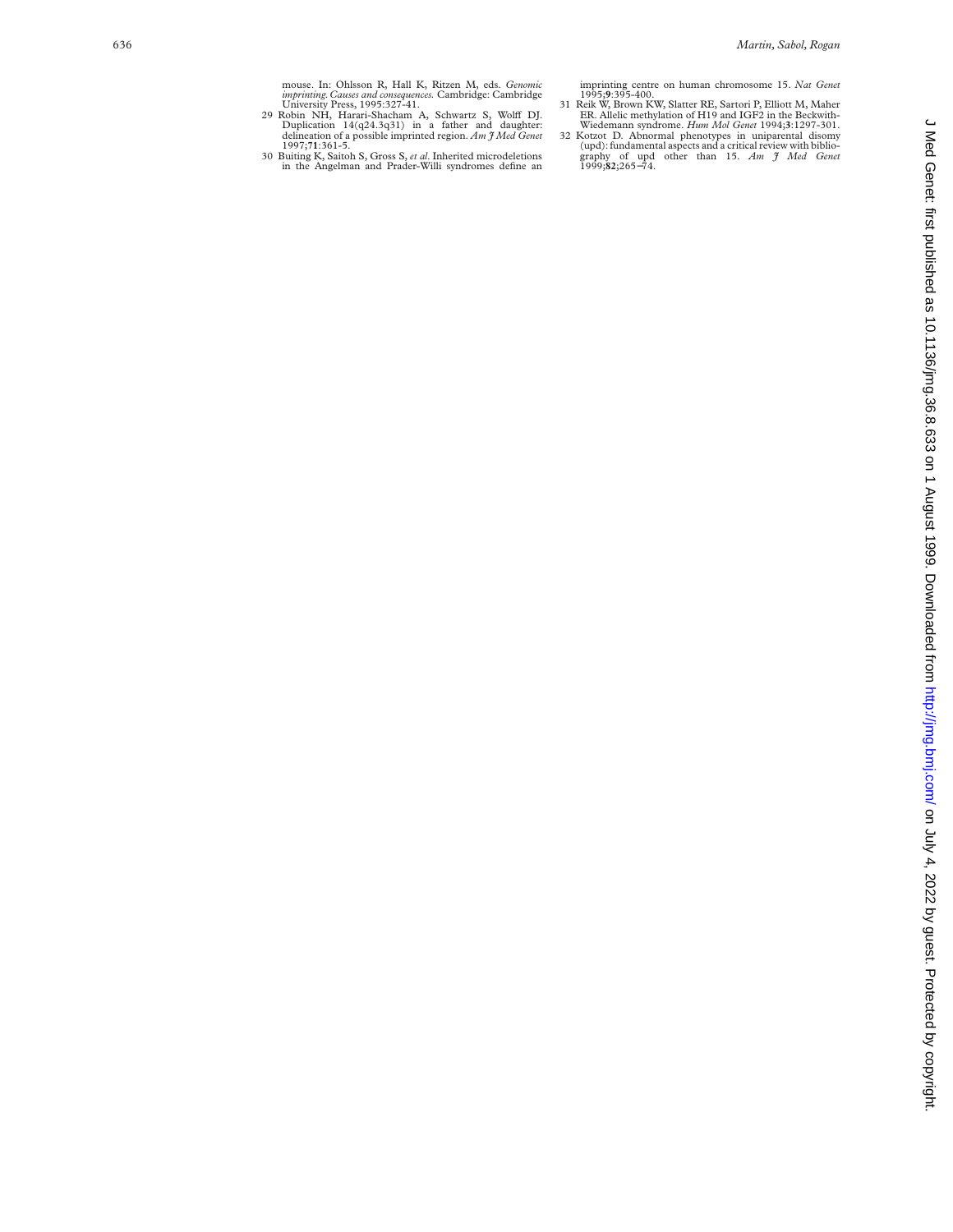mouse. In: Ohlsson R, Hall K, Ritzen M, eds. *Genomic imprinting. Causes and consequences.* Cambridge: Cambridge University Press, 1995:327-41.

29 Robin NH, Harari-Shacham A, Schwartz S, Wolff DJ. Duplication 14(q24.3q31) in a father and daughter: delineation of a possible imprinted region. *Am J Med Genet* 1997;**71**:361-5.

30 Buiting K, Saitoh S, Gross S, *et al*. Inherited microdeletions in the Angelman and Prader-Willi syndromes define an imprinting centre on human chromosome 15. *Nat Genet* 1995;**9**:395-400.

31 Reik W, Brown KW, Slatter RE, Sartori P, Elliott M, Maher ER. Allelic methylation of H19 and IGF2 in the Beckwith-Wiedemann syndrome. *Hum Mol Genet* 1994;**3**:1297-301.

32 Kotzot D. Abnormal phenotypes in uniparental disomy (upd): fundamental aspects and a critical review with bibliography of upd other than 15. *Am J Med Genet* 1999;**82**;265–74.